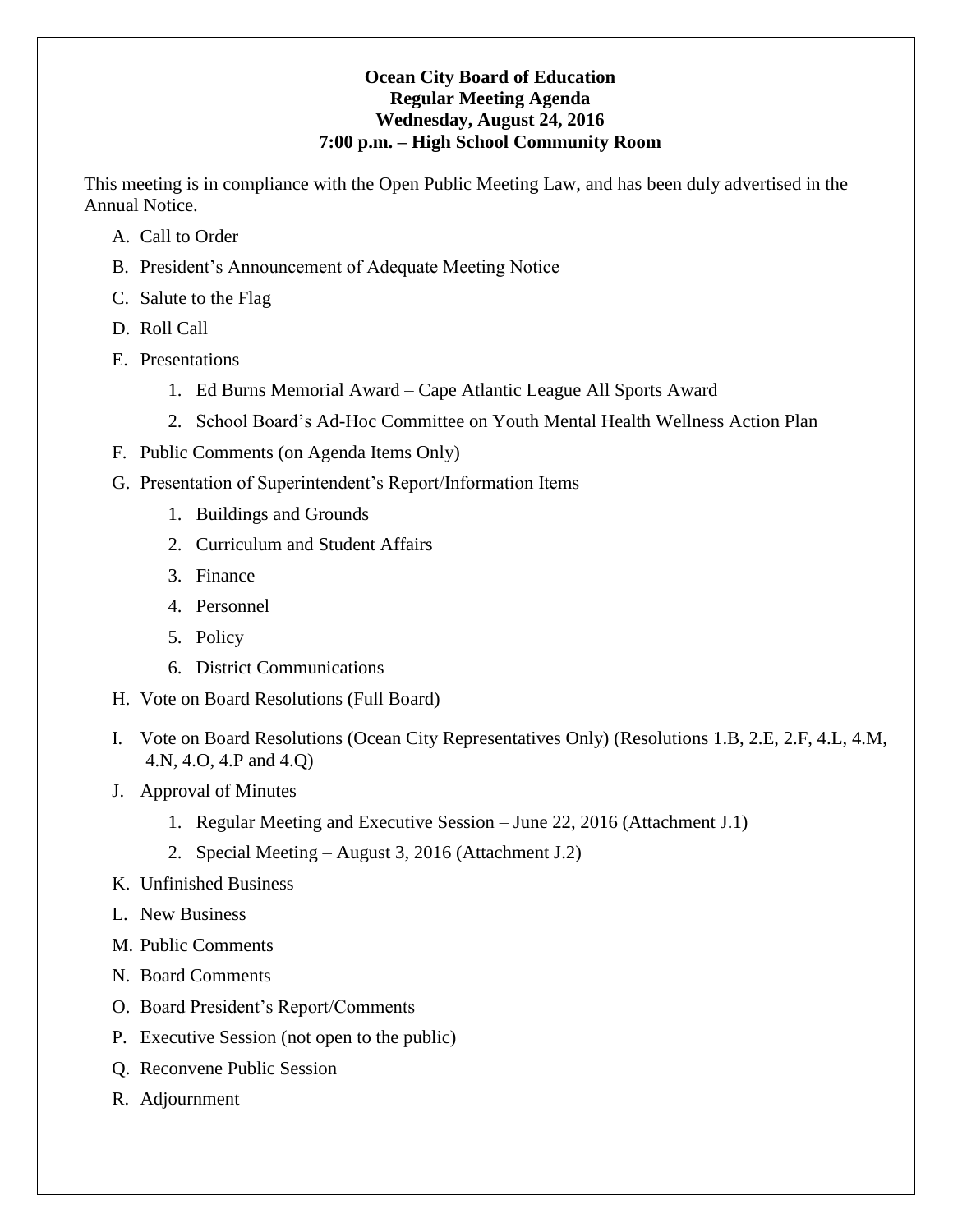**Ocean City Board of Education**
**Regular Meeting Agenda**
**Wednesday, August 24, 2016**
**7:00 p.m. – High School Community Room**

This meeting is in compliance with the Open Public Meeting Law, and has been duly advertised in the Annual Notice.

A. Call to Order

B. President's Announcement of Adequate Meeting Notice

C. Salute to the Flag

D. Roll Call

E. Presentations

   1. Ed Burns Memorial Award – Cape Atlantic League All Sports Award
   2. School Board's Ad-Hoc Committee on Youth Mental Health Wellness Action Plan

F. Public Comments (on Agenda Items Only)

G. Presentation of Superintendent's Report/Information Items

   1. Buildings and Grounds
   2. Curriculum and Student Affairs
   3. Finance
   4. Personnel
   5. Policy
   6. District Communications

H. Vote on Board Resolutions (Full Board)

I. Vote on Board Resolutions (Ocean City Representatives Only) (Resolutions 1.B, 2.E, 2.F, 4.L, 4.M, 4.N, 4.O, 4.P and 4.Q)

J. Approval of Minutes

   1. Regular Meeting and Executive Session – June 22, 2016 (Attachment J.1)
   2. Special Meeting – August 3, 2016 (Attachment J.2)

K. Unfinished Business

L. New Business

M. Public Comments

N. Board Comments

O. Board President's Report/Comments

P. Executive Session (not open to the public)

Q. Reconvene Public Session

R. Adjournment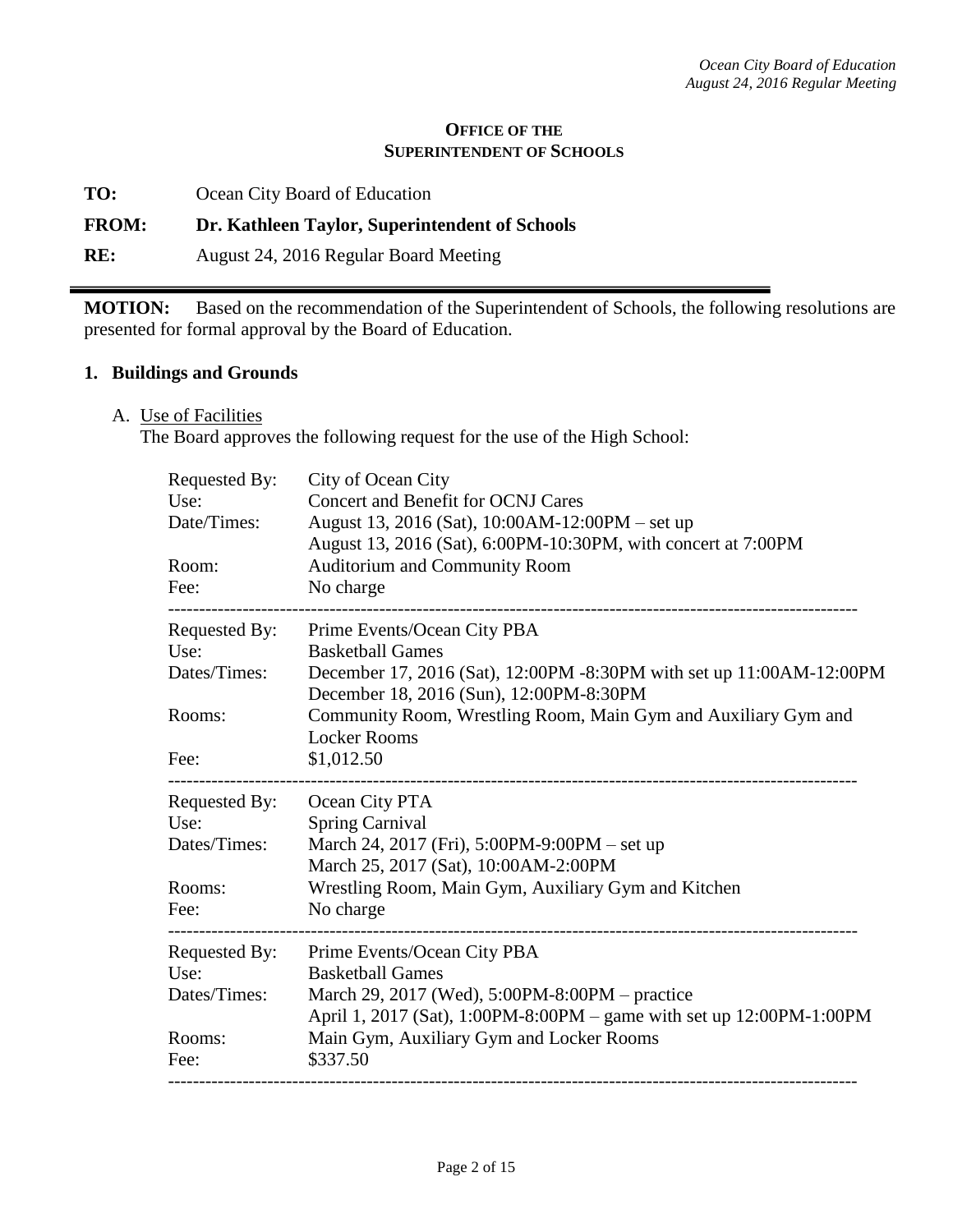**OFFICE OF THE SUPERINTENDENT OF SCHOOLS**

**TO:** Ocean City Board of Education

**FROM:** **Dr. Kathleen Taylor, Superintendent of Schools**

**RE:** August 24, 2016 Regular Board Meeting

---

**MOTION:** Based on the recommendation of the Superintendent of Schools, the following resolutions are presented for formal approval by the Board of Education.

## 1. Buildings and Grounds

A. Use of Facilities

The Board approves the following request for the use of the High School:

| | |
|---|---|
| Requested By: | City of Ocean City |
| Use: | Concert and Benefit for OCNJ Cares |
| Date/Times: | August 13, 2016 (Sat), 10:00AM-12:00PM – set up<br>August 13, 2016 (Sat), 6:00PM-10:30PM, with concert at 7:00PM |
| Room: | Auditorium and Community Room |
| Fee: | No charge |

---

| | |
|---|---|
| Requested By: | Prime Events/Ocean City PBA |
| Use: | Basketball Games |
| Dates/Times: | December 17, 2016 (Sat), 12:00PM -8:30PM with set up 11:00AM-12:00PM<br>December 18, 2016 (Sun), 12:00PM-8:30PM |
| Rooms: | Community Room, Wrestling Room, Main Gym and Auxiliary Gym and Locker Rooms |
| Fee: | $1,012.50 |

---

| | |
|---|---|
| Requested By: | Ocean City PTA |
| Use: | Spring Carnival |
| Dates/Times: | March 24, 2017 (Fri), 5:00PM-9:00PM – set up<br>March 25, 2017 (Sat), 10:00AM-2:00PM |
| Rooms: | Wrestling Room, Main Gym, Auxiliary Gym and Kitchen |
| Fee: | No charge |

---

| | |
|---|---|
| Requested By: | Prime Events/Ocean City PBA |
| Use: | Basketball Games |
| Dates/Times: | March 29, 2017 (Wed), 5:00PM-8:00PM – practice<br>April 1, 2017 (Sat), 1:00PM-8:00PM – game with set up 12:00PM-1:00PM |
| Rooms: | Main Gym, Auxiliary Gym and Locker Rooms |
| Fee: | $337.50 |

---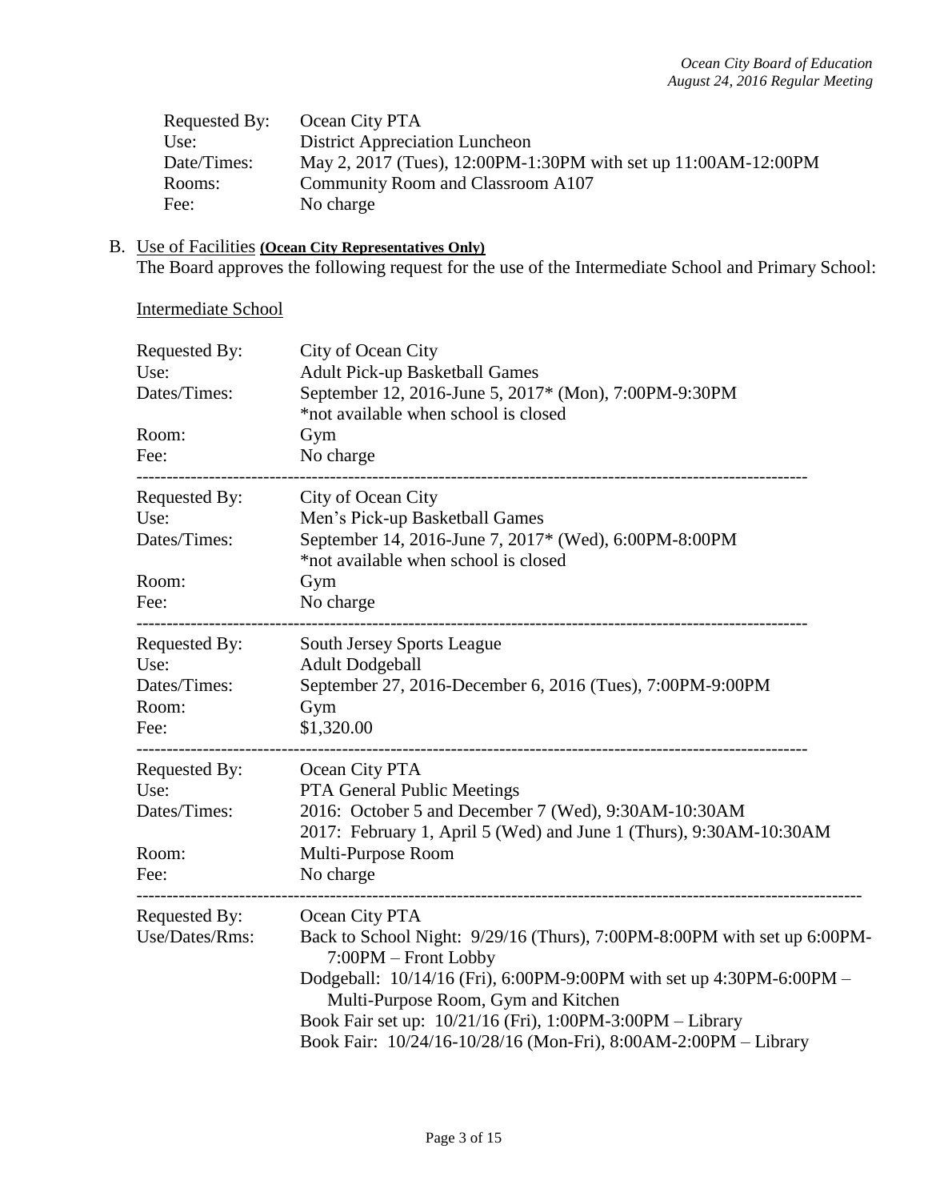| | |
|---|---|
| Requested By: | Ocean City PTA |
| Use: | District Appreciation Luncheon |
| Date/Times: | May 2, 2017 (Tues), 12:00PM-1:30PM with set up 11:00AM-12:00PM |
| Rooms: | Community Room and Classroom A107 |
| Fee: | No charge |

B. Use of Facilities **(Ocean City Representatives Only)**
The Board approves the following request for the use of the Intermediate School and Primary School:

Intermediate School

| | |
|---|---|
| Requested By: | City of Ocean City |
| Use: | Adult Pick-up Basketball Games |
| Dates/Times: | September 12, 2016-June 5, 2017* (Mon), 7:00PM-9:30PM<br>*not available when school is closed |
| Room: | Gym |
| Fee: | No charge |

---

| | |
|---|---|
| Requested By: | City of Ocean City |
| Use: | Men's Pick-up Basketball Games |
| Dates/Times: | September 14, 2016-June 7, 2017* (Wed), 6:00PM-8:00PM<br>*not available when school is closed |
| Room: | Gym |
| Fee: | No charge |

---

| | |
|---|---|
| Requested By: | South Jersey Sports League |
| Use: | Adult Dodgeball |
| Dates/Times: | September 27, 2016-December 6, 2016 (Tues), 7:00PM-9:00PM |
| Room: | Gym |
| Fee: | $1,320.00 |

---

| | |
|---|---|
| Requested By: | Ocean City PTA |
| Use: | PTA General Public Meetings |
| Dates/Times: | 2016: October 5 and December 7 (Wed), 9:30AM-10:30AM<br>2017: February 1, April 5 (Wed) and June 1 (Thurs), 9:30AM-10:30AM |
| Room: | Multi-Purpose Room |
| Fee: | No charge |

---

| | |
|---|---|
| Requested By: | Ocean City PTA |
| Use/Dates/Rms: | Back to School Night: 9/29/16 (Thurs), 7:00PM-8:00PM with set up 6:00PM-7:00PM – Front Lobby<br>Dodgeball: 10/14/16 (Fri), 6:00PM-9:00PM with set up 4:30PM-6:00PM – Multi-Purpose Room, Gym and Kitchen<br>Book Fair set up: 10/21/16 (Fri), 1:00PM-3:00PM – Library<br>Book Fair: 10/24/16-10/28/16 (Mon-Fri), 8:00AM-2:00PM – Library |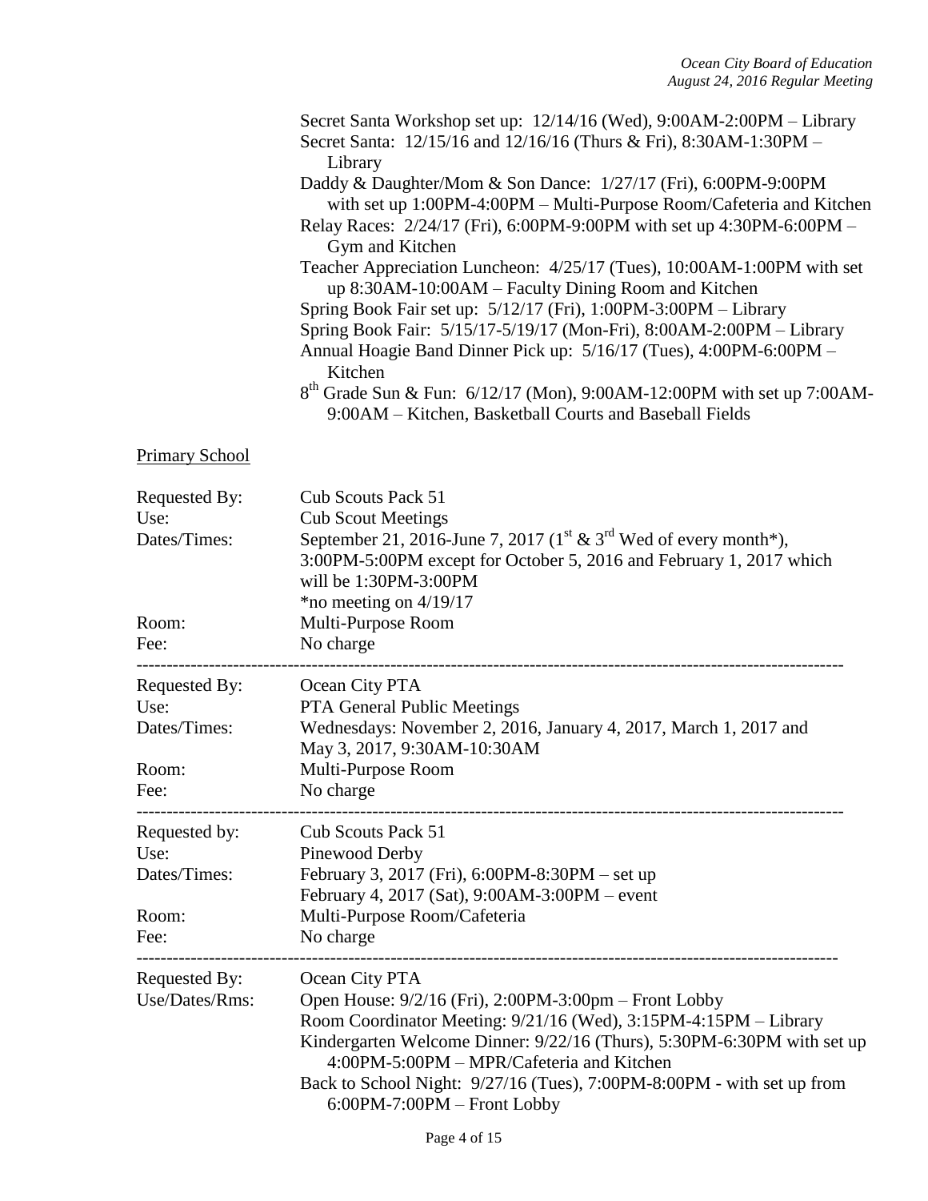Secret Santa Workshop set up: 12/14/16 (Wed), 9:00AM-2:00PM – Library
Secret Santa: 12/15/16 and 12/16/16 (Thurs & Fri), 8:30AM-1:30PM – Library
Daddy & Daughter/Mom & Son Dance: 1/27/17 (Fri), 6:00PM-9:00PM with set up 1:00PM-4:00PM – Multi-Purpose Room/Cafeteria and Kitchen
Relay Races: 2/24/17 (Fri), 6:00PM-9:00PM with set up 4:30PM-6:00PM – Gym and Kitchen
Teacher Appreciation Luncheon: 4/25/17 (Tues), 10:00AM-1:00PM with set up 8:30AM-10:00AM – Faculty Dining Room and Kitchen
Spring Book Fair set up: 5/12/17 (Fri), 1:00PM-3:00PM – Library
Spring Book Fair: 5/15/17-5/19/17 (Mon-Fri), 8:00AM-2:00PM – Library
Annual Hoagie Band Dinner Pick up: 5/16/17 (Tues), 4:00PM-6:00PM – Kitchen
8th Grade Sun & Fun: 6/12/17 (Mon), 9:00AM-12:00PM with set up 7:00AM-9:00AM – Kitchen, Basketball Courts and Baseball Fields

<u>Primary School</u>

Requested By: Cub Scouts Pack 51
Use: Cub Scout Meetings
Dates/Times: September 21, 2016-June 7, 2017 (1st & 3rd Wed of every month*), 3:00PM-5:00PM except for October 5, 2016 and February 1, 2017 which will be 1:30PM-3:00PM
*no meeting on 4/19/17
Room: Multi-Purpose Room
Fee: No charge

---

Requested By: Ocean City PTA
Use: PTA General Public Meetings
Dates/Times: Wednesdays: November 2, 2016, January 4, 2017, March 1, 2017 and May 3, 2017, 9:30AM-10:30AM
Room: Multi-Purpose Room
Fee: No charge

---

Requested by: Cub Scouts Pack 51
Use: Pinewood Derby
Dates/Times: February 3, 2017 (Fri), 6:00PM-8:30PM – set up
February 4, 2017 (Sat), 9:00AM-3:00PM – event
Room: Multi-Purpose Room/Cafeteria
Fee: No charge

---

Requested By: Ocean City PTA
Use/Dates/Rms: Open House: 9/2/16 (Fri), 2:00PM-3:00pm – Front Lobby
Room Coordinator Meeting: 9/21/16 (Wed), 3:15PM-4:15PM – Library
Kindergarten Welcome Dinner: 9/22/16 (Thurs), 5:30PM-6:30PM with set up 4:00PM-5:00PM – MPR/Cafeteria and Kitchen
Back to School Night: 9/27/16 (Tues), 7:00PM-8:00PM - with set up from 6:00PM-7:00PM – Front Lobby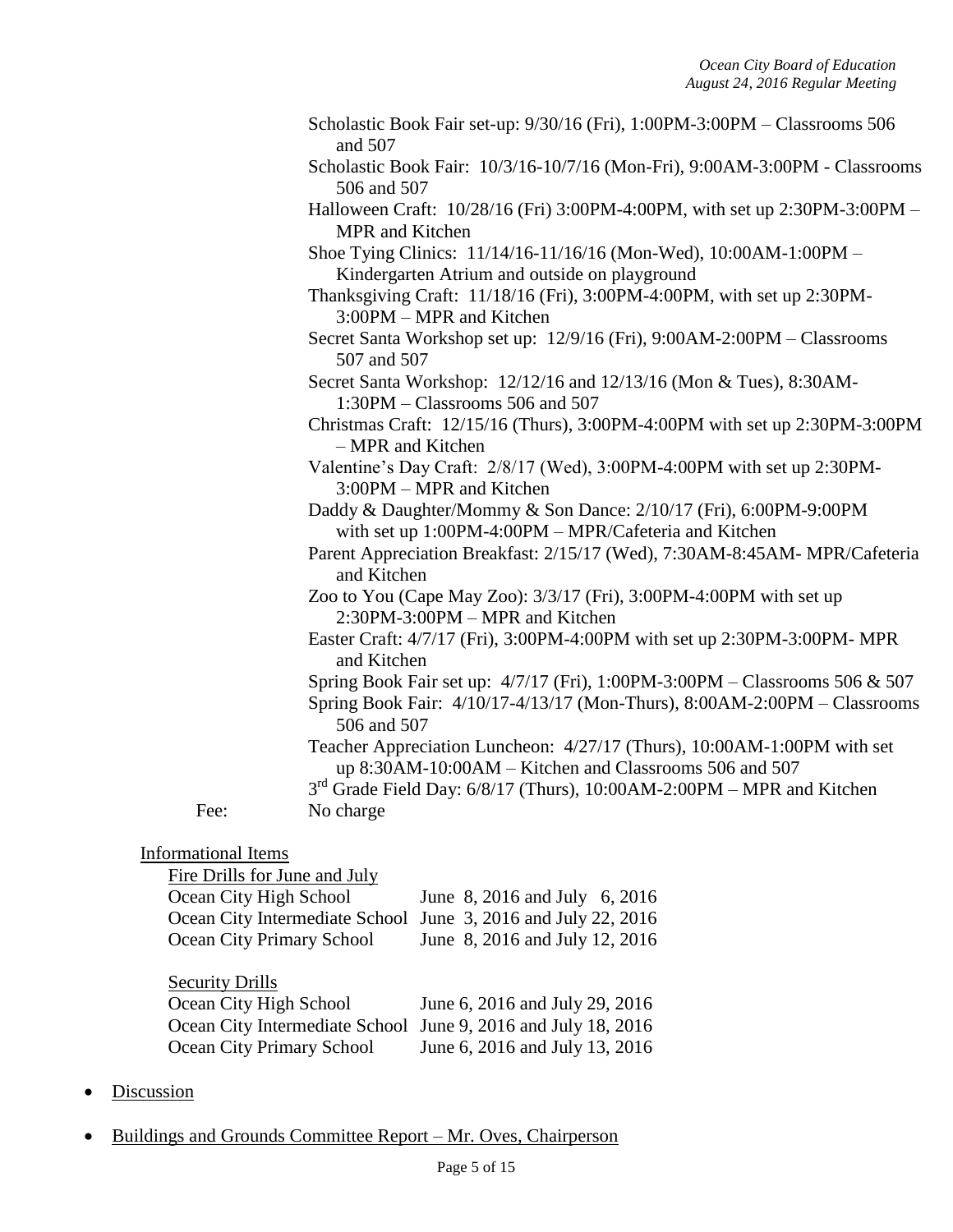Scholastic Book Fair set-up: 9/30/16 (Fri), 1:00PM-3:00PM – Classrooms 506 and 507
Scholastic Book Fair: 10/3/16-10/7/16 (Mon-Fri), 9:00AM-3:00PM - Classrooms 506 and 507
Halloween Craft: 10/28/16 (Fri) 3:00PM-4:00PM, with set up 2:30PM-3:00PM – MPR and Kitchen
Shoe Tying Clinics: 11/14/16-11/16/16 (Mon-Wed), 10:00AM-1:00PM – Kindergarten Atrium and outside on playground
Thanksgiving Craft: 11/18/16 (Fri), 3:00PM-4:00PM, with set up 2:30PM-3:00PM – MPR and Kitchen
Secret Santa Workshop set up: 12/9/16 (Fri), 9:00AM-2:00PM – Classrooms 507 and 507
Secret Santa Workshop: 12/12/16 and 12/13/16 (Mon & Tues), 8:30AM-1:30PM – Classrooms 506 and 507
Christmas Craft: 12/15/16 (Thurs), 3:00PM-4:00PM with set up 2:30PM-3:00PM – MPR and Kitchen
Valentine's Day Craft: 2/8/17 (Wed), 3:00PM-4:00PM with set up 2:30PM-3:00PM – MPR and Kitchen
Daddy & Daughter/Mommy & Son Dance: 2/10/17 (Fri), 6:00PM-9:00PM with set up 1:00PM-4:00PM – MPR/Cafeteria and Kitchen
Parent Appreciation Breakfast: 2/15/17 (Wed), 7:30AM-8:45AM- MPR/Cafeteria and Kitchen
Zoo to You (Cape May Zoo): 3/3/17 (Fri), 3:00PM-4:00PM with set up 2:30PM-3:00PM – MPR and Kitchen
Easter Craft: 4/7/17 (Fri), 3:00PM-4:00PM with set up 2:30PM-3:00PM- MPR and Kitchen
Spring Book Fair set up: 4/7/17 (Fri), 1:00PM-3:00PM – Classrooms 506 & 507
Spring Book Fair: 4/10/17-4/13/17 (Mon-Thurs), 8:00AM-2:00PM – Classrooms 506 and 507
Teacher Appreciation Luncheon: 4/27/17 (Thurs), 10:00AM-1:00PM with set up 8:30AM-10:00AM – Kitchen and Classrooms 506 and 507
3rd Grade Field Day: 6/8/17 (Thurs), 10:00AM-2:00PM – MPR and Kitchen

Fee: No charge

Informational Items

Fire Drills for June and July

| | |
|---|---|
| Ocean City High School | June 8, 2016 and July 6, 2016 |
| Ocean City Intermediate School | June 3, 2016 and July 22, 2016 |
| Ocean City Primary School | June 8, 2016 and July 12, 2016 |

Security Drills

| | |
|---|---|
| Ocean City High School | June 6, 2016 and July 29, 2016 |
| Ocean City Intermediate School | June 9, 2016 and July 18, 2016 |
| Ocean City Primary School | June 6, 2016 and July 13, 2016 |

- Discussion

- Buildings and Grounds Committee Report – Mr. Oves, Chairperson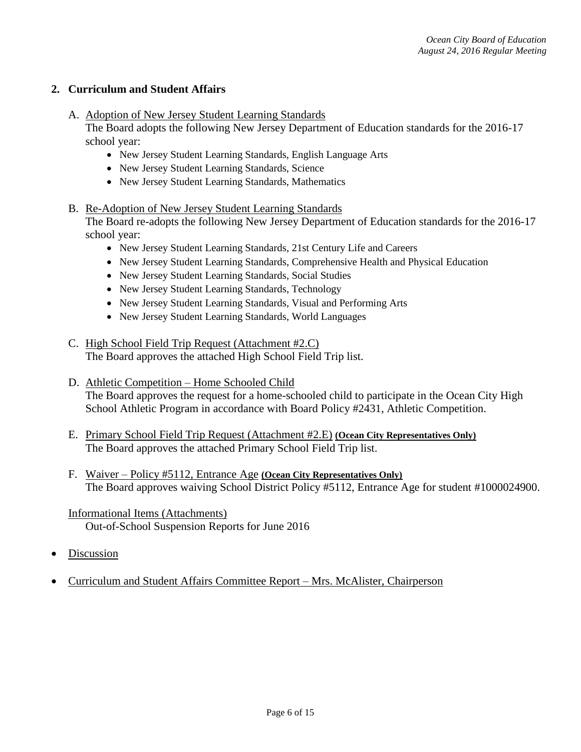## 2. Curriculum and Student Affairs

A. Adoption of New Jersey Student Learning Standards
The Board adopts the following New Jersey Department of Education standards for the 2016-17 school year:

- New Jersey Student Learning Standards, English Language Arts
- New Jersey Student Learning Standards, Science
- New Jersey Student Learning Standards, Mathematics

B. Re-Adoption of New Jersey Student Learning Standards
The Board re-adopts the following New Jersey Department of Education standards for the 2016-17 school year:

- New Jersey Student Learning Standards, 21st Century Life and Careers
- New Jersey Student Learning Standards, Comprehensive Health and Physical Education
- New Jersey Student Learning Standards, Social Studies
- New Jersey Student Learning Standards, Technology
- New Jersey Student Learning Standards, Visual and Performing Arts
- New Jersey Student Learning Standards, World Languages

C. High School Field Trip Request (Attachment #2.C)
The Board approves the attached High School Field Trip list.

D. Athletic Competition – Home Schooled Child
The Board approves the request for a home-schooled child to participate in the Ocean City High School Athletic Program in accordance with Board Policy #2431, Athletic Competition.

E. Primary School Field Trip Request (Attachment #2.E) **(Ocean City Representatives Only)**
The Board approves the attached Primary School Field Trip list.

F. Waiver – Policy #5112, Entrance Age **(Ocean City Representatives Only)**
The Board approves waiving School District Policy #5112, Entrance Age for student #1000024900.

Informational Items (Attachments)
Out-of-School Suspension Reports for June 2016

- Discussion

- Curriculum and Student Affairs Committee Report – Mrs. McAlister, Chairperson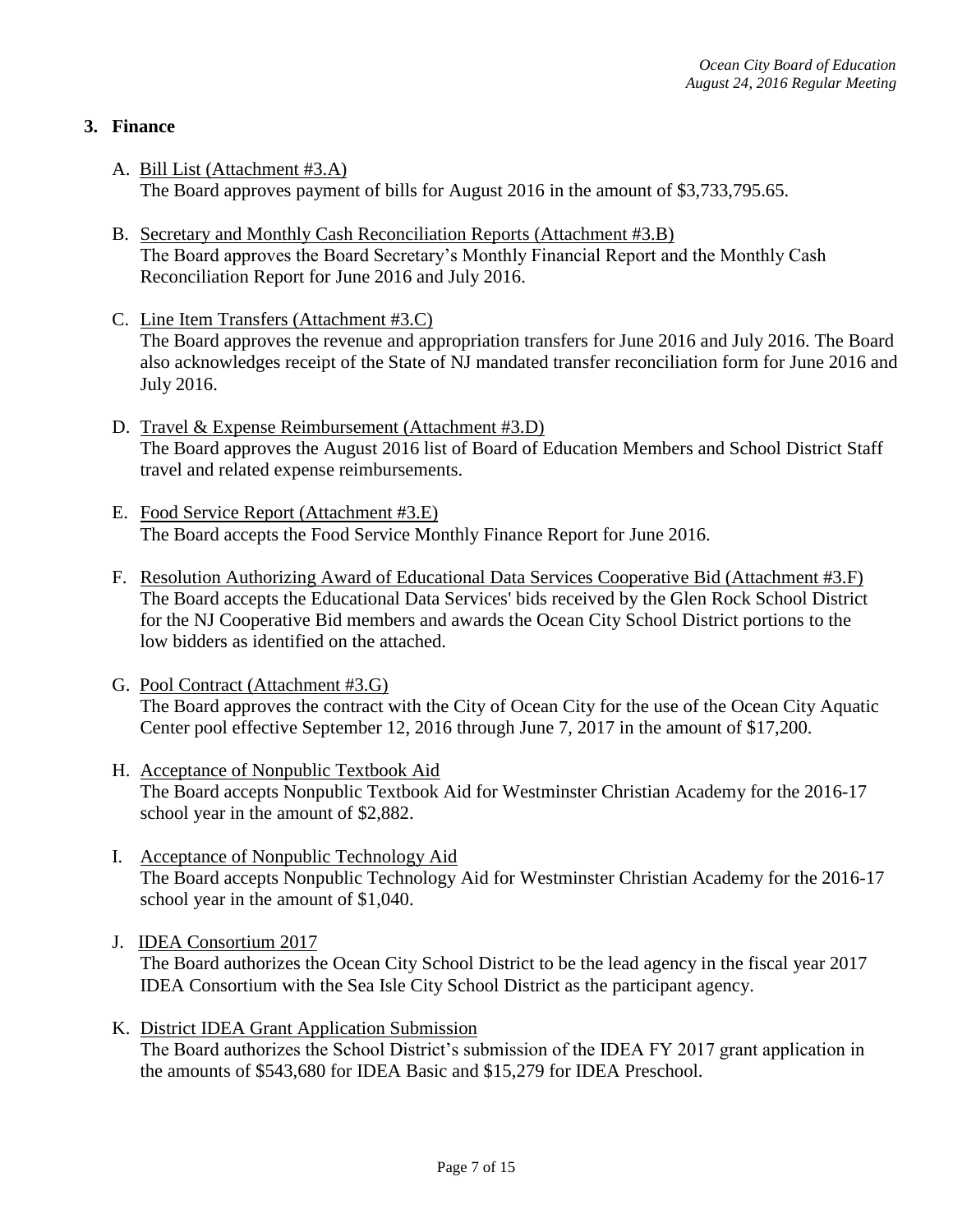## 3. Finance

A. Bill List (Attachment #3.A)
The Board approves payment of bills for August 2016 in the amount of $3,733,795.65.

B. Secretary and Monthly Cash Reconciliation Reports (Attachment #3.B)
The Board approves the Board Secretary's Monthly Financial Report and the Monthly Cash Reconciliation Report for June 2016 and July 2016.

C. Line Item Transfers (Attachment #3.C)
The Board approves the revenue and appropriation transfers for June 2016 and July 2016. The Board also acknowledges receipt of the State of NJ mandated transfer reconciliation form for June 2016 and July 2016.

D. Travel & Expense Reimbursement (Attachment #3.D)
The Board approves the August 2016 list of Board of Education Members and School District Staff travel and related expense reimbursements.

E. Food Service Report (Attachment #3.E)
The Board accepts the Food Service Monthly Finance Report for June 2016.

F. Resolution Authorizing Award of Educational Data Services Cooperative Bid (Attachment #3.F)
The Board accepts the Educational Data Services' bids received by the Glen Rock School District for the NJ Cooperative Bid members and awards the Ocean City School District portions to the low bidders as identified on the attached.

G. Pool Contract (Attachment #3.G)
The Board approves the contract with the City of Ocean City for the use of the Ocean City Aquatic Center pool effective September 12, 2016 through June 7, 2017 in the amount of $17,200.

H. Acceptance of Nonpublic Textbook Aid
The Board accepts Nonpublic Textbook Aid for Westminster Christian Academy for the 2016-17 school year in the amount of $2,882.

I. Acceptance of Nonpublic Technology Aid
The Board accepts Nonpublic Technology Aid for Westminster Christian Academy for the 2016-17 school year in the amount of $1,040.

J. IDEA Consortium 2017
The Board authorizes the Ocean City School District to be the lead agency in the fiscal year 2017 IDEA Consortium with the Sea Isle City School District as the participant agency.

K. District IDEA Grant Application Submission
The Board authorizes the School District's submission of the IDEA FY 2017 grant application in the amounts of $543,680 for IDEA Basic and $15,279 for IDEA Preschool.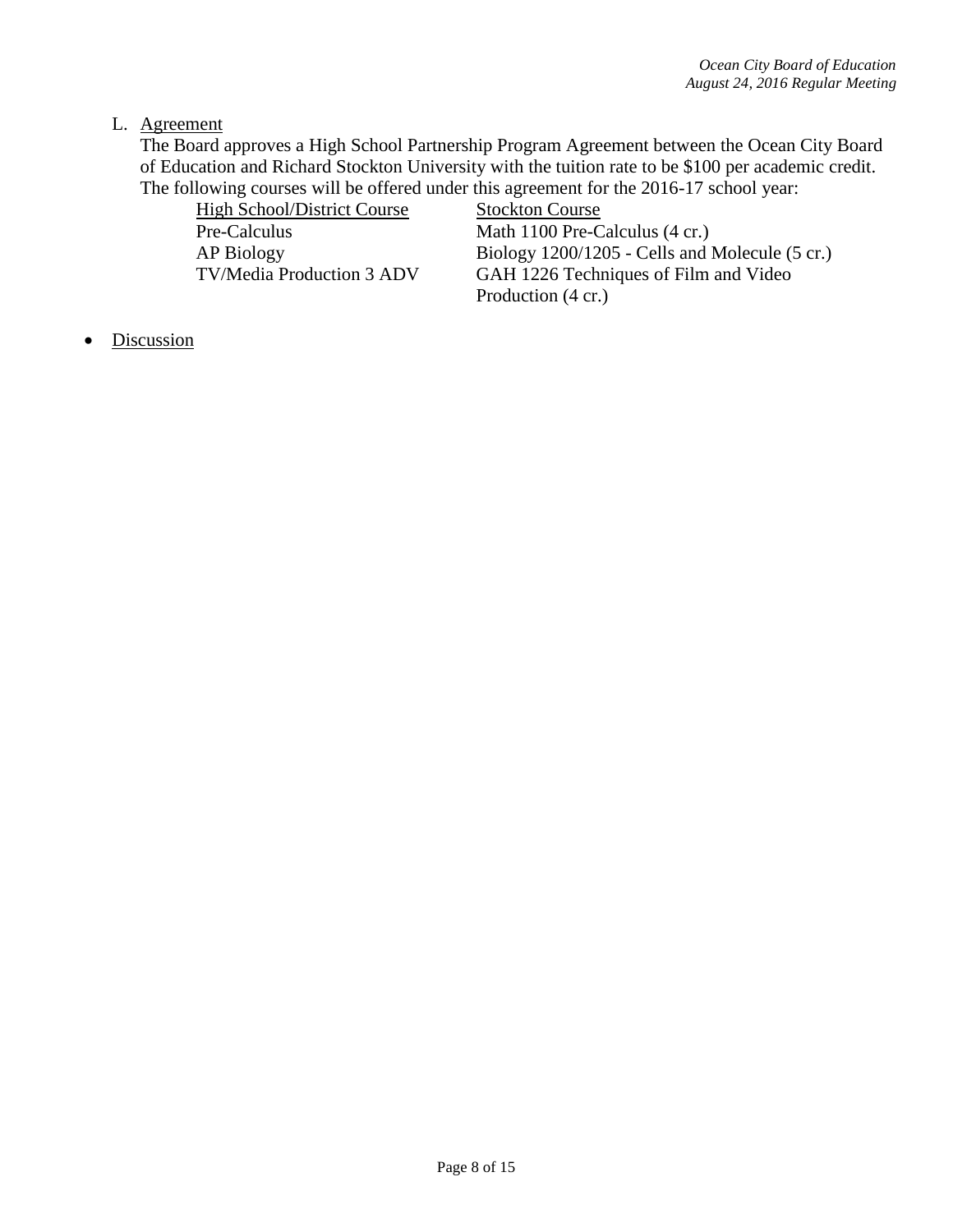L. <u>Agreement</u>

The Board approves a High School Partnership Program Agreement between the Ocean City Board of Education and Richard Stockton University with the tuition rate to be $100 per academic credit. The following courses will be offered under this agreement for the 2016-17 school year:

| High School/District Course | Stockton Course |
|---|---|
| Pre-Calculus | Math 1100 Pre-Calculus (4 cr.) |
| AP Biology | Biology 1200/1205 - Cells and Molecule (5 cr.) |
| TV/Media Production 3 ADV | GAH 1226 Techniques of Film and Video Production (4 cr.) |

- <u>Discussion</u>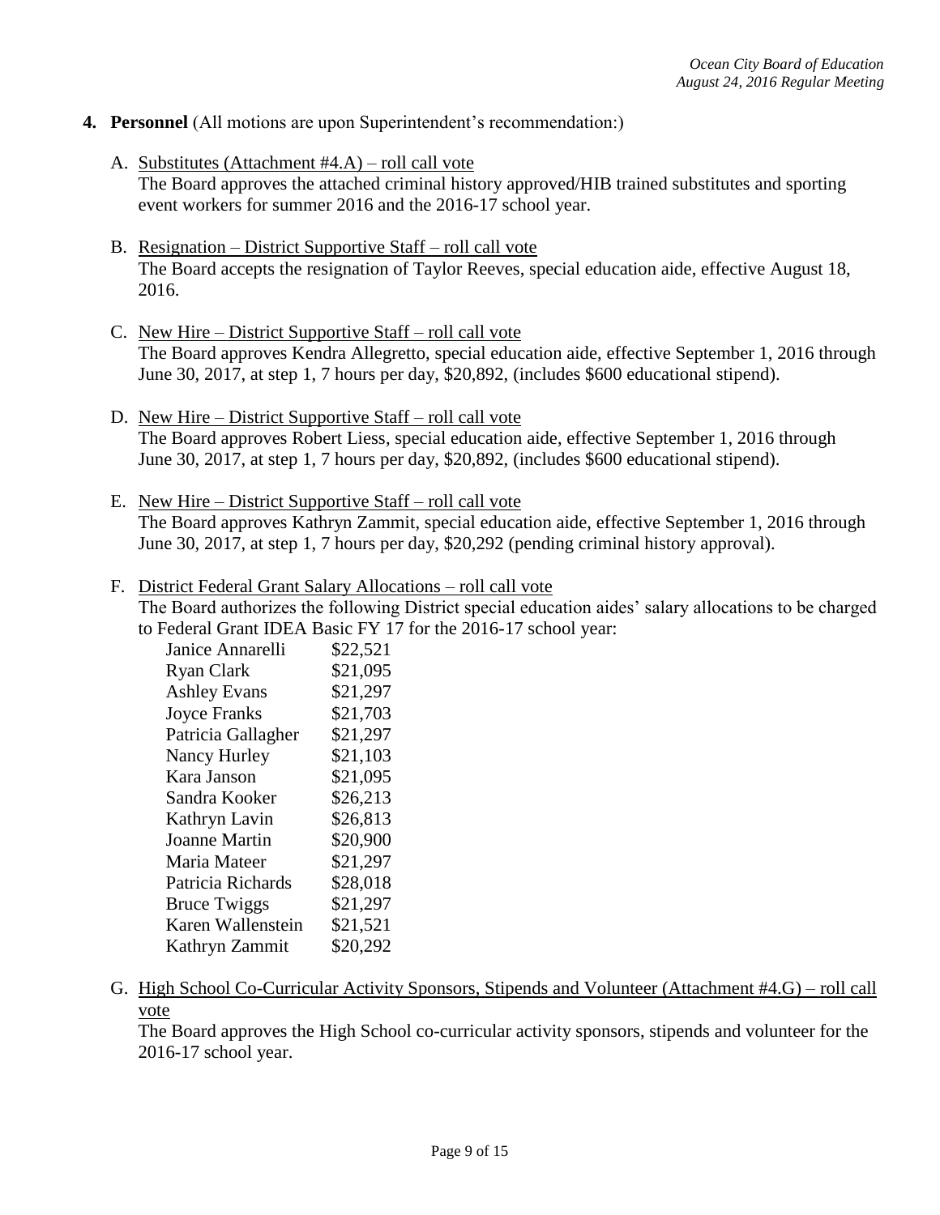4. **Personnel** (All motions are upon Superintendent's recommendation:)

   A. Substitutes (Attachment #4.A) – roll call vote
   The Board approves the attached criminal history approved/HIB trained substitutes and sporting event workers for summer 2016 and the 2016-17 school year.

   B. Resignation – District Supportive Staff – roll call vote
   The Board accepts the resignation of Taylor Reeves, special education aide, effective August 18, 2016.

   C. New Hire – District Supportive Staff – roll call vote
   The Board approves Kendra Allegretto, special education aide, effective September 1, 2016 through June 30, 2017, at step 1, 7 hours per day, $20,892, (includes $600 educational stipend).

   D. New Hire – District Supportive Staff – roll call vote
   The Board approves Robert Liess, special education aide, effective September 1, 2016 through June 30, 2017, at step 1, 7 hours per day, $20,892, (includes $600 educational stipend).

   E. New Hire – District Supportive Staff – roll call vote
   The Board approves Kathryn Zammit, special education aide, effective September 1, 2016 through June 30, 2017, at step 1, 7 hours per day, $20,292 (pending criminal history approval).

   F. District Federal Grant Salary Allocations – roll call vote
   The Board authorizes the following District special education aides' salary allocations to be charged to Federal Grant IDEA Basic FY 17 for the 2016-17 school year:

| | |
|---|---|
| Janice Annarelli | $22,521 |
| Ryan Clark | $21,095 |
| Ashley Evans | $21,297 |
| Joyce Franks | $21,703 |
| Patricia Gallagher | $21,297 |
| Nancy Hurley | $21,103 |
| Kara Janson | $21,095 |
| Sandra Kooker | $26,213 |
| Kathryn Lavin | $26,813 |
| Joanne Martin | $20,900 |
| Maria Mateer | $21,297 |
| Patricia Richards | $28,018 |
| Bruce Twiggs | $21,297 |
| Karen Wallenstein | $21,521 |
| Kathryn Zammit | $20,292 |

   G. High School Co-Curricular Activity Sponsors, Stipends and Volunteer (Attachment #4.G) – roll call vote
   The Board approves the High School co-curricular activity sponsors, stipends and volunteer for the 2016-17 school year.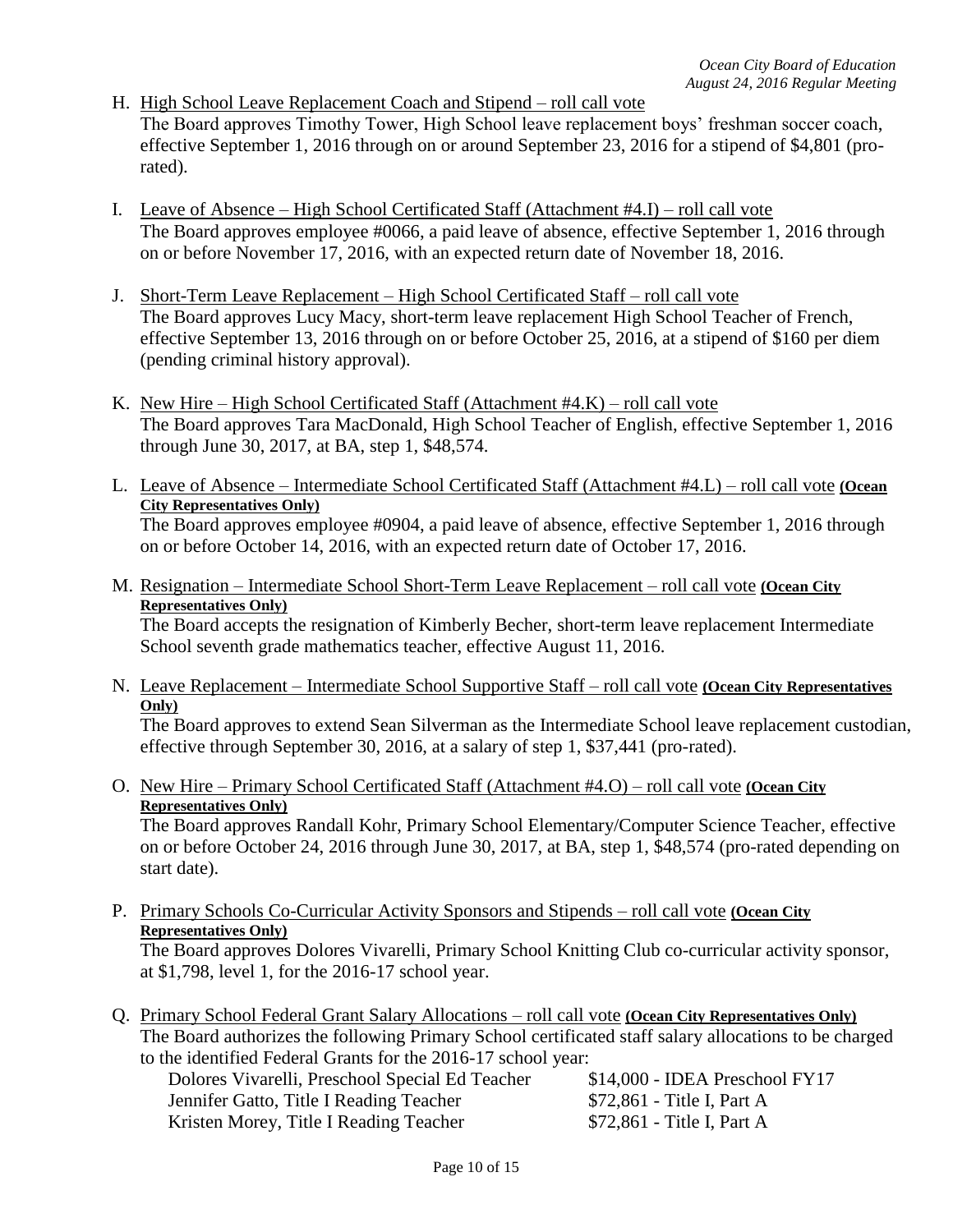H. <u>High School Leave Replacement Coach and Stipend – roll call vote</u>
The Board approves Timothy Tower, High School leave replacement boys' freshman soccer coach, effective September 1, 2016 through on or around September 23, 2016 for a stipend of $4,801 (pro-rated).

I. <u>Leave of Absence – High School Certificated Staff (Attachment #4.I) – roll call vote</u>
The Board approves employee #0066, a paid leave of absence, effective September 1, 2016 through on or before November 17, 2016, with an expected return date of November 18, 2016.

J. <u>Short-Term Leave Replacement – High School Certificated Staff – roll call vote</u>
The Board approves Lucy Macy, short-term leave replacement High School Teacher of French, effective September 13, 2016 through on or before October 25, 2016, at a stipend of $160 per diem (pending criminal history approval).

K. <u>New Hire – High School Certificated Staff (Attachment #4.K) – roll call vote</u>
The Board approves Tara MacDonald, High School Teacher of English, effective September 1, 2016 through June 30, 2017, at BA, step 1, $48,574.

L. <u>Leave of Absence – Intermediate School Certificated Staff (Attachment #4.L) – roll call vote</u> **<u>(Ocean City Representatives Only)</u>**
The Board approves employee #0904, a paid leave of absence, effective September 1, 2016 through on or before October 14, 2016, with an expected return date of October 17, 2016.

M. <u>Resignation – Intermediate School Short-Term Leave Replacement – roll call vote</u> **<u>(Ocean City Representatives Only)</u>**
The Board accepts the resignation of Kimberly Becher, short-term leave replacement Intermediate School seventh grade mathematics teacher, effective August 11, 2016.

N. <u>Leave Replacement – Intermediate School Supportive Staff – roll call vote</u> **<u>(Ocean City Representatives Only)</u>**
The Board approves to extend Sean Silverman as the Intermediate School leave replacement custodian, effective through September 30, 2016, at a salary of step 1, $37,441 (pro-rated).

O. <u>New Hire – Primary School Certificated Staff (Attachment #4.O) – roll call vote</u> **<u>(Ocean City Representatives Only)</u>**
The Board approves Randall Kohr, Primary School Elementary/Computer Science Teacher, effective on or before October 24, 2016 through June 30, 2017, at BA, step 1, $48,574 (pro-rated depending on start date).

P. <u>Primary Schools Co-Curricular Activity Sponsors and Stipends – roll call vote</u> **<u>(Ocean City Representatives Only)</u>**
The Board approves Dolores Vivarelli, Primary School Knitting Club co-curricular activity sponsor, at $1,798, level 1, for the 2016-17 school year.

Q. <u>Primary School Federal Grant Salary Allocations – roll call vote</u> **<u>(Ocean City Representatives Only)</u>**
The Board authorizes the following Primary School certificated staff salary allocations to be charged to the identified Federal Grants for the 2016-17 school year:

| | |
|---|---|
| Dolores Vivarelli, Preschool Special Ed Teacher | $14,000 - IDEA Preschool FY17 |
| Jennifer Gatto, Title I Reading Teacher | $72,861 - Title I, Part A |
| Kristen Morey, Title I Reading Teacher | $72,861 - Title I, Part A |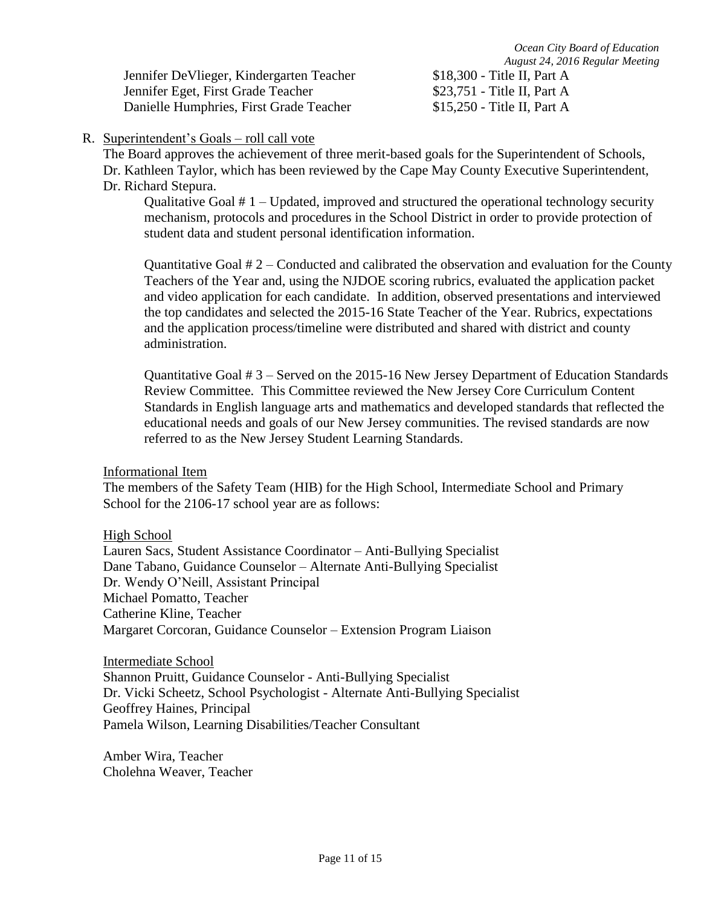| | |
|---|---|
| Jennifer DeVlieger, Kindergarten Teacher | $18,300 - Title II, Part A |
| Jennifer Eget, First Grade Teacher | $23,751 - Title II, Part A |
| Danielle Humphries, First Grade Teacher | $15,250 - Title II, Part A |

R. Superintendent's Goals – roll call vote

The Board approves the achievement of three merit-based goals for the Superintendent of Schools, Dr. Kathleen Taylor, which has been reviewed by the Cape May County Executive Superintendent, Dr. Richard Stepura.

Qualitative Goal # 1 – Updated, improved and structured the operational technology security mechanism, protocols and procedures in the School District in order to provide protection of student data and student personal identification information.

Quantitative Goal # 2 – Conducted and calibrated the observation and evaluation for the County Teachers of the Year and, using the NJDOE scoring rubrics, evaluated the application packet and video application for each candidate. In addition, observed presentations and interviewed the top candidates and selected the 2015-16 State Teacher of the Year. Rubrics, expectations and the application process/timeline were distributed and shared with district and county administration.

Quantitative Goal # 3 – Served on the 2015-16 New Jersey Department of Education Standards Review Committee. This Committee reviewed the New Jersey Core Curriculum Content Standards in English language arts and mathematics and developed standards that reflected the educational needs and goals of our New Jersey communities. The revised standards are now referred to as the New Jersey Student Learning Standards.

Informational Item

The members of the Safety Team (HIB) for the High School, Intermediate School and Primary School for the 2106-17 school year are as follows:

High School

Lauren Sacs, Student Assistance Coordinator – Anti-Bullying Specialist
Dane Tabano, Guidance Counselor – Alternate Anti-Bullying Specialist
Dr. Wendy O'Neill, Assistant Principal
Michael Pomatto, Teacher
Catherine Kline, Teacher
Margaret Corcoran, Guidance Counselor – Extension Program Liaison

Intermediate School

Shannon Pruitt, Guidance Counselor - Anti-Bullying Specialist
Dr. Vicki Scheetz, School Psychologist - Alternate Anti-Bullying Specialist
Geoffrey Haines, Principal
Pamela Wilson, Learning Disabilities/Teacher Consultant

Amber Wira, Teacher
Cholehna Weaver, Teacher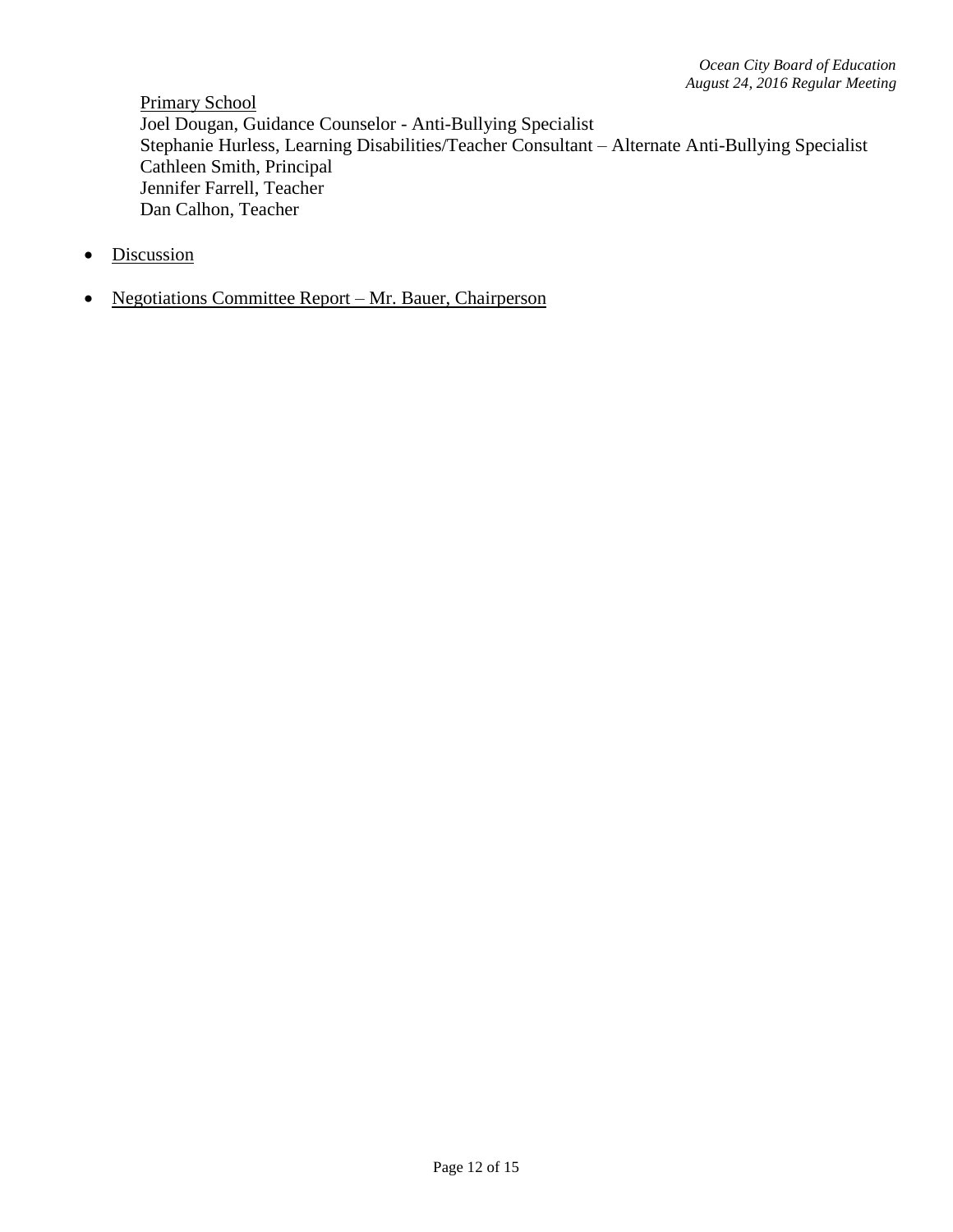<u>Primary School</u>
Joel Dougan, Guidance Counselor - Anti-Bullying Specialist
Stephanie Hurless, Learning Disabilities/Teacher Consultant – Alternate Anti-Bullying Specialist
Cathleen Smith, Principal
Jennifer Farrell, Teacher
Dan Calhon, Teacher

- <u>Discussion</u>

- <u>Negotiations Committee Report – Mr. Bauer, Chairperson</u>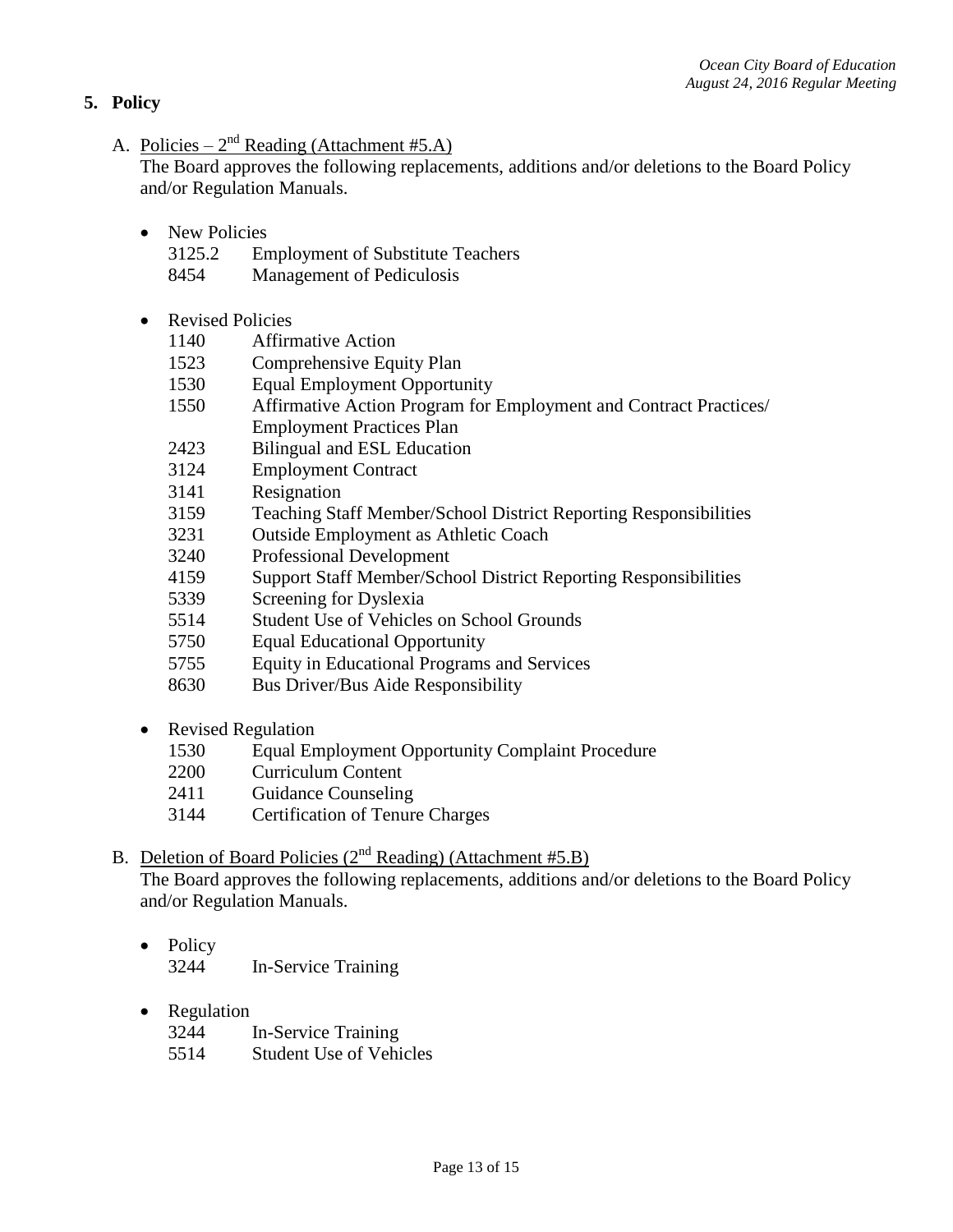## 5. Policy

A. Policies – 2nd Reading (Attachment #5.A)

The Board approves the following replacements, additions and/or deletions to the Board Policy and/or Regulation Manuals.

- New Policies
  - 3125.2 Employment of Substitute Teachers
  - 8454 Management of Pediculosis
- Revised Policies
  - 1140 Affirmative Action
  - 1523 Comprehensive Equity Plan
  - 1530 Equal Employment Opportunity
  - 1550 Affirmative Action Program for Employment and Contract Practices/ Employment Practices Plan
  - 2423 Bilingual and ESL Education
  - 3124 Employment Contract
  - 3141 Resignation
  - 3159 Teaching Staff Member/School District Reporting Responsibilities
  - 3231 Outside Employment as Athletic Coach
  - 3240 Professional Development
  - 4159 Support Staff Member/School District Reporting Responsibilities
  - 5339 Screening for Dyslexia
  - 5514 Student Use of Vehicles on School Grounds
  - 5750 Equal Educational Opportunity
  - 5755 Equity in Educational Programs and Services
  - 8630 Bus Driver/Bus Aide Responsibility
- Revised Regulation
  - 1530 Equal Employment Opportunity Complaint Procedure
  - 2200 Curriculum Content
  - 2411 Guidance Counseling
  - 3144 Certification of Tenure Charges

B. Deletion of Board Policies (2nd Reading) (Attachment #5.B)

The Board approves the following replacements, additions and/or deletions to the Board Policy and/or Regulation Manuals.

- Policy
  - 3244 In-Service Training
- Regulation
  - 3244 In-Service Training
  - 5514 Student Use of Vehicles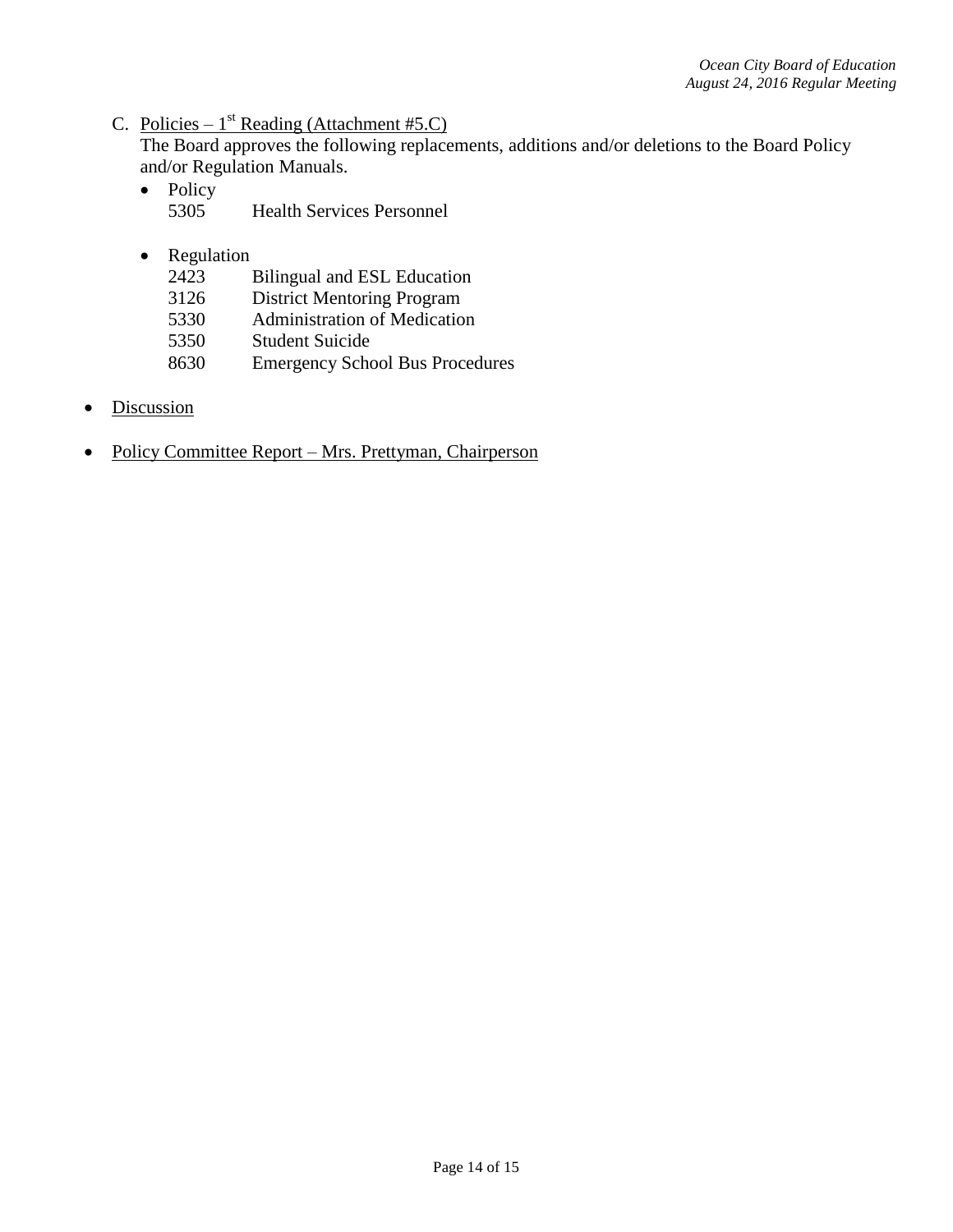C. Policies – 1st Reading (Attachment #5.C)

The Board approves the following replacements, additions and/or deletions to the Board Policy and/or Regulation Manuals.

- Policy
  5305 Health Services Personnel

- Regulation
  2423 Bilingual and ESL Education
  3126 District Mentoring Program
  5330 Administration of Medication
  5350 Student Suicide
  8630 Emergency School Bus Procedures

- Discussion

- Policy Committee Report – Mrs. Prettyman, Chairperson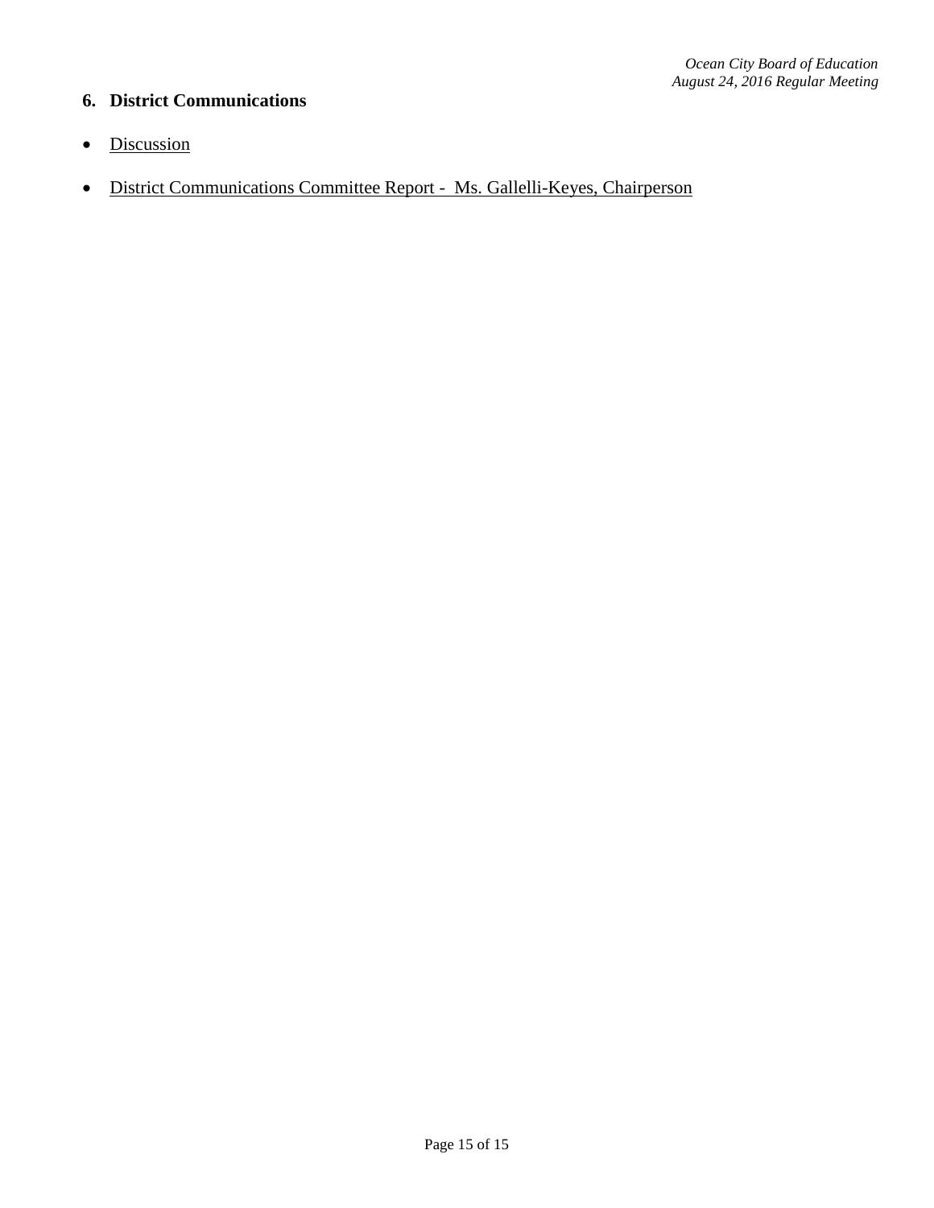**6. District Communications**

- <u>Discussion</u>

- <u>District Communications Committee Report - Ms. Gallelli-Keyes, Chairperson</u>